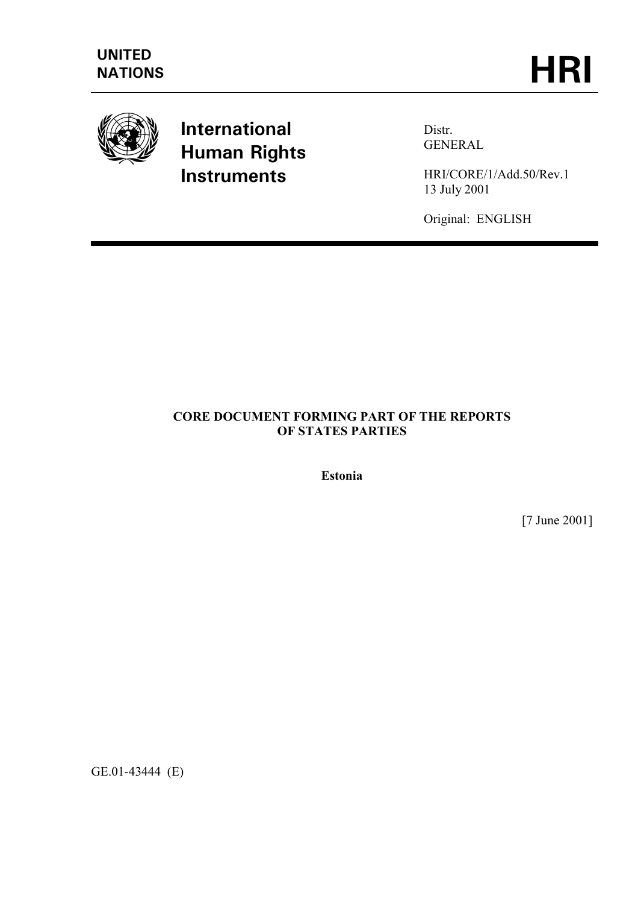UNITED NATIONS

# HRI

**International Human Rights Instruments**

Distr.
GENERAL

HRI/CORE/1/Add.50/Rev.1
13 July 2001

Original: ENGLISH

## CORE DOCUMENT FORMING PART OF THE REPORTS OF STATES PARTIES

**Estonia**

[7 June 2001]

GE.01-43444 (E)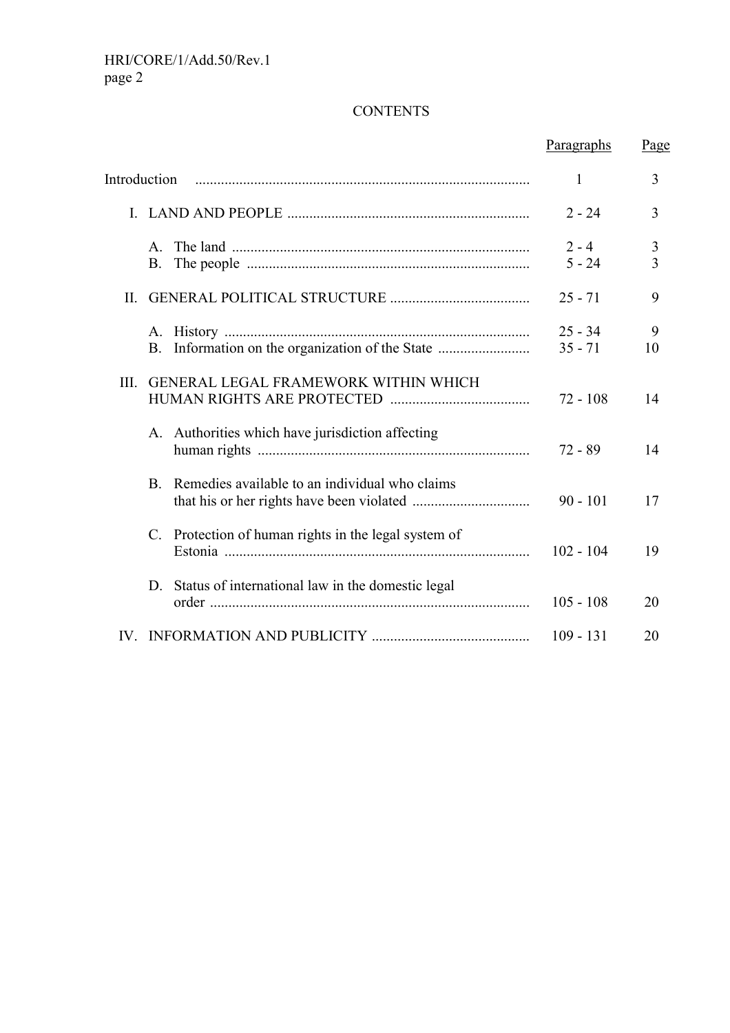## CONTENTS

| | Paragraphs | Page |
|---|---|---|
| Introduction | 1 | 3 |
| I. LAND AND PEOPLE | 2 - 24 | 3 |
| A. The land | 2 - 4 | 3 |
| B. The people | 5 - 24 | 3 |
| II. GENERAL POLITICAL STRUCTURE | 25 - 71 | 9 |
| A. History | 25 - 34 | 9 |
| B. Information on the organization of the State | 35 - 71 | 10 |
| III. GENERAL LEGAL FRAMEWORK WITHIN WHICH HUMAN RIGHTS ARE PROTECTED | 72 - 108 | 14 |
| A. Authorities which have jurisdiction affecting human rights | 72 - 89 | 14 |
| B. Remedies available to an individual who claims that his or her rights have been violated | 90 - 101 | 17 |
| C. Protection of human rights in the legal system of Estonia | 102 - 104 | 19 |
| D. Status of international law in the domestic legal order | 105 - 108 | 20 |
| IV. INFORMATION AND PUBLICITY | 109 - 131 | 20 |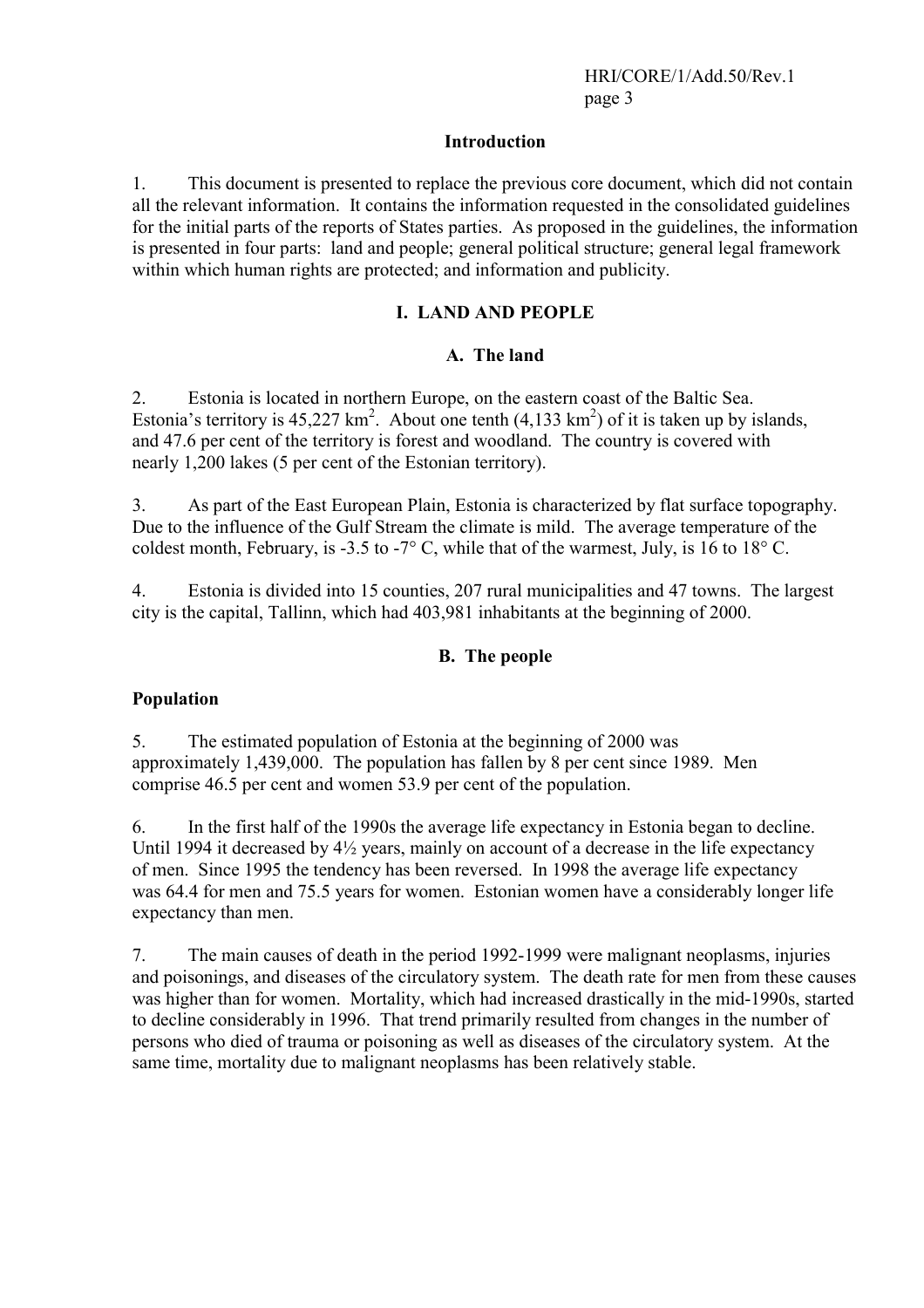## Introduction

1. This document is presented to replace the previous core document, which did not contain all the relevant information. It contains the information requested in the consolidated guidelines for the initial parts of the reports of States parties. As proposed in the guidelines, the information is presented in four parts: land and people; general political structure; general legal framework within which human rights are protected; and information and publicity.

# I. LAND AND PEOPLE

## A. The land

2. Estonia is located in northern Europe, on the eastern coast of the Baltic Sea. Estonia's territory is 45,227 km$^2$. About one tenth (4,133 km$^2$) of it is taken up by islands, and 47.6 per cent of the territory is forest and woodland. The country is covered with nearly 1,200 lakes (5 per cent of the Estonian territory).

3. As part of the East European Plain, Estonia is characterized by flat surface topography. Due to the influence of the Gulf Stream the climate is mild. The average temperature of the coldest month, February, is -3.5 to -7° C, while that of the warmest, July, is 16 to 18° C.

4. Estonia is divided into 15 counties, 207 rural municipalities and 47 towns. The largest city is the capital, Tallinn, which had 403,981 inhabitants at the beginning of 2000.

## B. The people

### Population

5. The estimated population of Estonia at the beginning of 2000 was approximately 1,439,000. The population has fallen by 8 per cent since 1989. Men comprise 46.5 per cent and women 53.9 per cent of the population.

6. In the first half of the 1990s the average life expectancy in Estonia began to decline. Until 1994 it decreased by 4½ years, mainly on account of a decrease in the life expectancy of men. Since 1995 the tendency has been reversed. In 1998 the average life expectancy was 64.4 for men and 75.5 years for women. Estonian women have a considerably longer life expectancy than men.

7. The main causes of death in the period 1992-1999 were malignant neoplasms, injuries and poisonings, and diseases of the circulatory system. The death rate for men from these causes was higher than for women. Mortality, which had increased drastically in the mid-1990s, started to decline considerably in 1996. That trend primarily resulted from changes in the number of persons who died of trauma or poisoning as well as diseases of the circulatory system. At the same time, mortality due to malignant neoplasms has been relatively stable.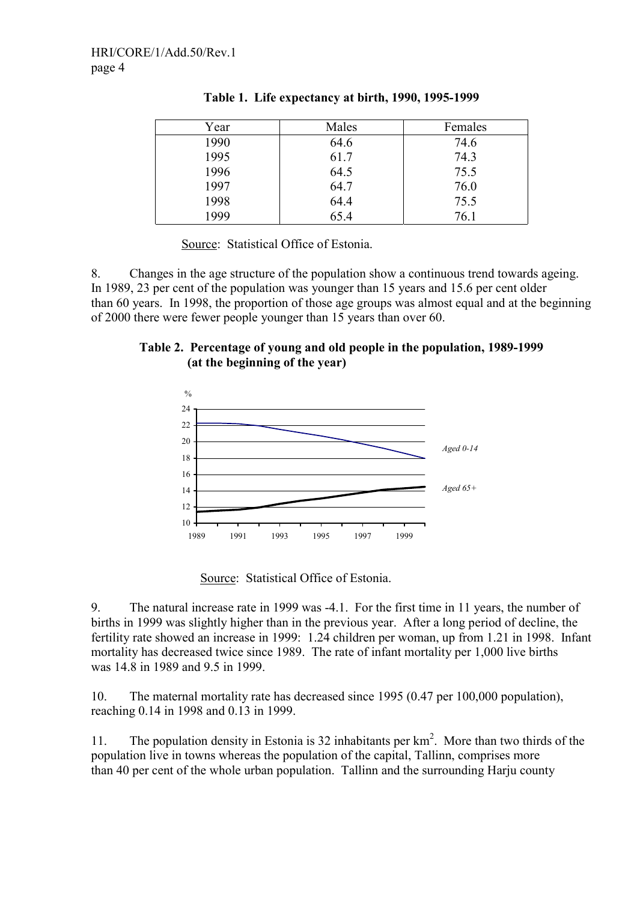**Table 1. Life expectancy at birth, 1990, 1995-1999**

| Year | Males | Females |
|---|---|---|
| 1990 | 64.6 | 74.6 |
| 1995 | 61.7 | 74.3 |
| 1996 | 64.5 | 75.5 |
| 1997 | 64.7 | 76.0 |
| 1998 | 64.4 | 75.5 |
| 1999 | 65.4 | 76.1 |

Source: Statistical Office of Estonia.

8. Changes in the age structure of the population show a continuous trend towards ageing. In 1989, 23 per cent of the population was younger than 15 years and 15.6 per cent older than 60 years. In 1998, the proportion of those age groups was almost equal and at the beginning of 2000 there were fewer people younger than 15 years than over 60.

**Table 2. Percentage of young and old people in the population, 1989-1999 (at the beginning of the year)**

Source: Statistical Office of Estonia.

9. The natural increase rate in 1999 was -4.1. For the first time in 11 years, the number of births in 1999 was slightly higher than in the previous year. After a long period of decline, the fertility rate showed an increase in 1999: 1.24 children per woman, up from 1.21 in 1998. Infant mortality has decreased twice since 1989. The rate of infant mortality per 1,000 live births was 14.8 in 1989 and 9.5 in 1999.

10. The maternal mortality rate has decreased since 1995 (0.47 per 100,000 population), reaching 0.14 in 1998 and 0.13 in 1999.

11. The population density in Estonia is 32 inhabitants per $km^2$. More than two thirds of the population live in towns whereas the population of the capital, Tallinn, comprises more than 40 per cent of the whole urban population. Tallinn and the surrounding Harju county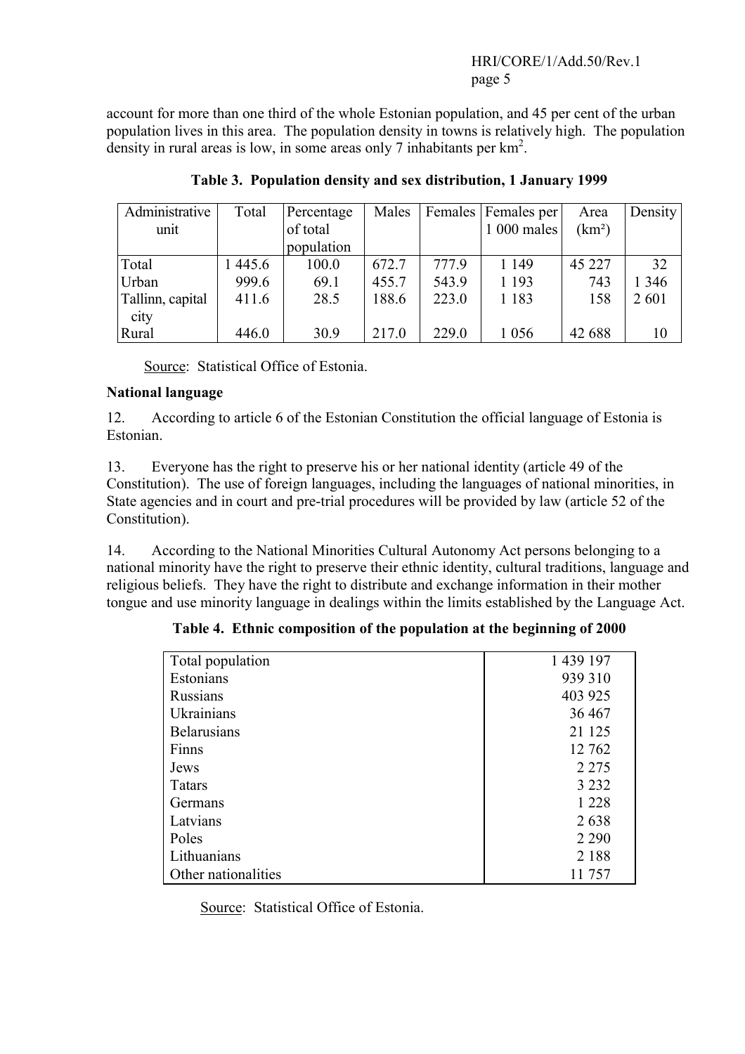account for more than one third of the whole Estonian population, and 45 per cent of the urban population lives in this area. The population density in towns is relatively high. The population density in rural areas is low, in some areas only 7 inhabitants per $km^2$.

**Table 3. Population density and sex distribution, 1 January 1999**

| Administrative unit | Total | Percentage of total population | Males | Females | Females per 1 000 males | Area ($km^2$) | Density |
|---|---|---|---|---|---|---|---|
| Total | 1 445.6 | 100.0 | 672.7 | 777.9 | 1 149 | 45 227 | 32 |
| Urban | 999.6 | 69.1 | 455.7 | 543.9 | 1 193 | 743 | 1 346 |
| Tallinn, capital city | 411.6 | 28.5 | 188.6 | 223.0 | 1 183 | 158 | 2 601 |
| Rural | 446.0 | 30.9 | 217.0 | 229.0 | 1 056 | 42 688 | 10 |

Source: Statistical Office of Estonia.

**National language**

12. According to article 6 of the Estonian Constitution the official language of Estonia is Estonian.

13. Everyone has the right to preserve his or her national identity (article 49 of the Constitution). The use of foreign languages, including the languages of national minorities, in State agencies and in court and pre-trial procedures will be provided by law (article 52 of the Constitution).

14. According to the National Minorities Cultural Autonomy Act persons belonging to a national minority have the right to preserve their ethnic identity, cultural traditions, language and religious beliefs. They have the right to distribute and exchange information in their mother tongue and use minority language in dealings within the limits established by the Language Act.

**Table 4. Ethnic composition of the population at the beginning of 2000**

| | |
|---|---|
| Total population | 1 439 197 |
| Estonians | 939 310 |
| Russians | 403 925 |
| Ukrainians | 36 467 |
| Belarusians | 21 125 |
| Finns | 12 762 |
| Jews | 2 275 |
| Tatars | 3 232 |
| Germans | 1 228 |
| Latvians | 2 638 |
| Poles | 2 290 |
| Lithuanians | 2 188 |
| Other nationalities | 11 757 |

Source: Statistical Office of Estonia.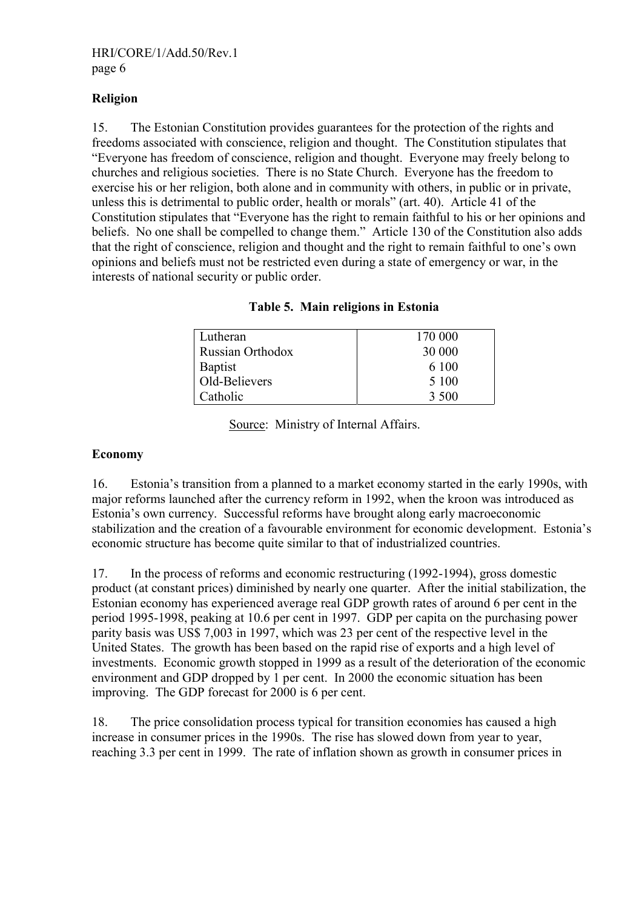**Religion**

15. The Estonian Constitution provides guarantees for the protection of the rights and freedoms associated with conscience, religion and thought. The Constitution stipulates that "Everyone has freedom of conscience, religion and thought. Everyone may freely belong to churches and religious societies. There is no State Church. Everyone has the freedom to exercise his or her religion, both alone and in community with others, in public or in private, unless this is detrimental to public order, health or morals" (art. 40). Article 41 of the Constitution stipulates that "Everyone has the right to remain faithful to his or her opinions and beliefs. No one shall be compelled to change them." Article 130 of the Constitution also adds that the right of conscience, religion and thought and the right to remain faithful to one's own opinions and beliefs must not be restricted even during a state of emergency or war, in the interests of national security or public order.

**Table 5. Main religions in Estonia**

| | |
|---|---|
| Lutheran | 170 000 |
| Russian Orthodox | 30 000 |
| Baptist | 6 100 |
| Old-Believers | 5 100 |
| Catholic | 3 500 |

Source: Ministry of Internal Affairs.

**Economy**

16. Estonia's transition from a planned to a market economy started in the early 1990s, with major reforms launched after the currency reform in 1992, when the kroon was introduced as Estonia's own currency. Successful reforms have brought along early macroeconomic stabilization and the creation of a favourable environment for economic development. Estonia's economic structure has become quite similar to that of industrialized countries.

17. In the process of reforms and economic restructuring (1992-1994), gross domestic product (at constant prices) diminished by nearly one quarter. After the initial stabilization, the Estonian economy has experienced average real GDP growth rates of around 6 per cent in the period 1995-1998, peaking at 10.6 per cent in 1997. GDP per capita on the purchasing power parity basis was US$ 7,003 in 1997, which was 23 per cent of the respective level in the United States. The growth has been based on the rapid rise of exports and a high level of investments. Economic growth stopped in 1999 as a result of the deterioration of the economic environment and GDP dropped by 1 per cent. In 2000 the economic situation has been improving. The GDP forecast for 2000 is 6 per cent.

18. The price consolidation process typical for transition economies has caused a high increase in consumer prices in the 1990s. The rise has slowed down from year to year, reaching 3.3 per cent in 1999. The rate of inflation shown as growth in consumer prices in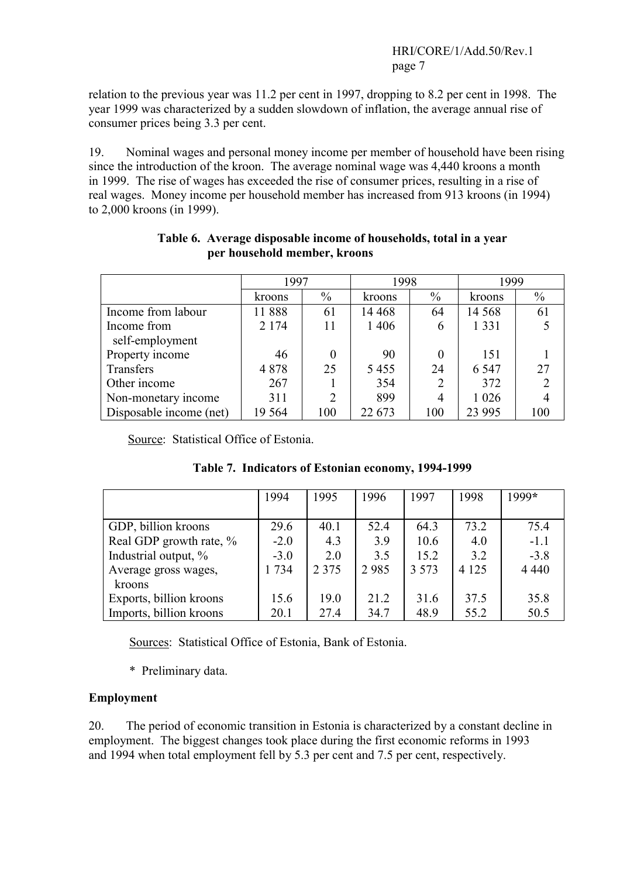relation to the previous year was 11.2 per cent in 1997, dropping to 8.2 per cent in 1998. The year 1999 was characterized by a sudden slowdown of inflation, the average annual rise of consumer prices being 3.3 per cent.

19. Nominal wages and personal money income per member of household have been rising since the introduction of the kroon. The average nominal wage was 4,440 kroons a month in 1999. The rise of wages has exceeded the rise of consumer prices, resulting in a rise of real wages. Money income per household member has increased from 913 kroons (in 1994) to 2,000 kroons (in 1999).

**Table 6. Average disposable income of households, total in a year per household member, kroons**

| | 1997 | | 1998 | | 1999 | |
|---|---|---|---|---|---|---|
| | kroons | % | kroons | % | kroons | % |
| Income from labour | 11 888 | 61 | 14 468 | 64 | 14 568 | 61 |
| Income from self-employment | 2 174 | 11 | 1 406 | 6 | 1 331 | 5 |
| Property income | 46 | 0 | 90 | 0 | 151 | 1 |
| Transfers | 4 878 | 25 | 5 455 | 24 | 6 547 | 27 |
| Other income | 267 | 1 | 354 | 2 | 372 | 2 |
| Non-monetary income | 311 | 2 | 899 | 4 | 1 026 | 4 |
| Disposable income (net) | 19 564 | 100 | 22 673 | 100 | 23 995 | 100 |

Source: Statistical Office of Estonia.

**Table 7. Indicators of Estonian economy, 1994-1999**

| | 1994 | 1995 | 1996 | 1997 | 1998 | 1999* |
|---|---|---|---|---|---|---|
| GDP, billion kroons | 29.6 | 40.1 | 52.4 | 64.3 | 73.2 | 75.4 |
| Real GDP growth rate, % | -2.0 | 4.3 | 3.9 | 10.6 | 4.0 | -1.1 |
| Industrial output, % | -3.0 | 2.0 | 3.5 | 15.2 | 3.2 | -3.8 |
| Average gross wages, kroons | 1 734 | 2 375 | 2 985 | 3 573 | 4 125 | 4 440 |
| Exports, billion kroons | 15.6 | 19.0 | 21.2 | 31.6 | 37.5 | 35.8 |
| Imports, billion kroons | 20.1 | 27.4 | 34.7 | 48.9 | 55.2 | 50.5 |

Sources: Statistical Office of Estonia, Bank of Estonia.

\* Preliminary data.

**Employment**

20. The period of economic transition in Estonia is characterized by a constant decline in employment. The biggest changes took place during the first economic reforms in 1993 and 1994 when total employment fell by 5.3 per cent and 7.5 per cent, respectively.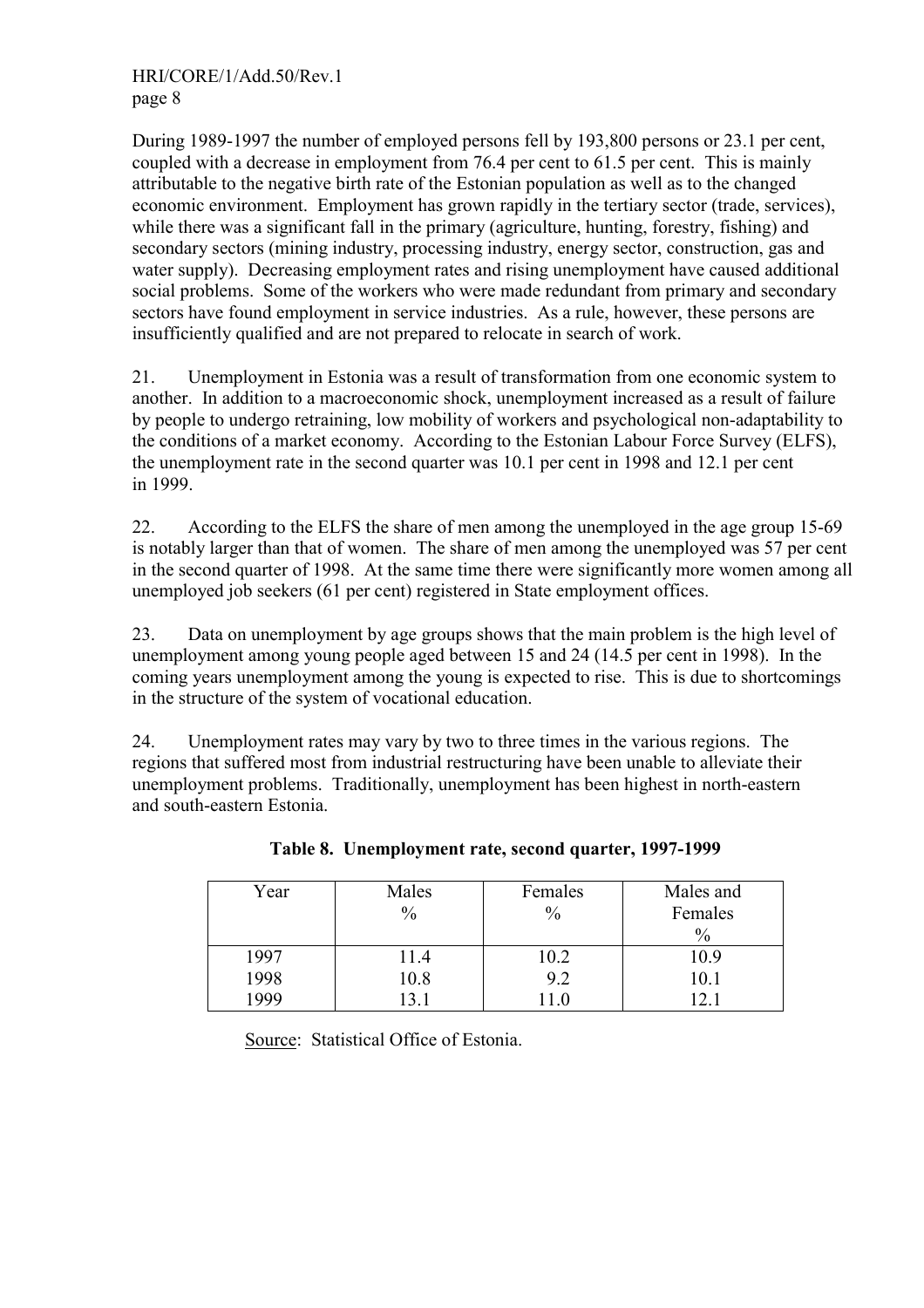During 1989-1997 the number of employed persons fell by 193,800 persons or 23.1 per cent, coupled with a decrease in employment from 76.4 per cent to 61.5 per cent. This is mainly attributable to the negative birth rate of the Estonian population as well as to the changed economic environment. Employment has grown rapidly in the tertiary sector (trade, services), while there was a significant fall in the primary (agriculture, hunting, forestry, fishing) and secondary sectors (mining industry, processing industry, energy sector, construction, gas and water supply). Decreasing employment rates and rising unemployment have caused additional social problems. Some of the workers who were made redundant from primary and secondary sectors have found employment in service industries. As a rule, however, these persons are insufficiently qualified and are not prepared to relocate in search of work.

21. Unemployment in Estonia was a result of transformation from one economic system to another. In addition to a macroeconomic shock, unemployment increased as a result of failure by people to undergo retraining, low mobility of workers and psychological non-adaptability to the conditions of a market economy. According to the Estonian Labour Force Survey (ELFS), the unemployment rate in the second quarter was 10.1 per cent in 1998 and 12.1 per cent in 1999.

22. According to the ELFS the share of men among the unemployed in the age group 15-69 is notably larger than that of women. The share of men among the unemployed was 57 per cent in the second quarter of 1998. At the same time there were significantly more women among all unemployed job seekers (61 per cent) registered in State employment offices.

23. Data on unemployment by age groups shows that the main problem is the high level of unemployment among young people aged between 15 and 24 (14.5 per cent in 1998). In the coming years unemployment among the young is expected to rise. This is due to shortcomings in the structure of the system of vocational education.

24. Unemployment rates may vary by two to three times in the various regions. The regions that suffered most from industrial restructuring have been unable to alleviate their unemployment problems. Traditionally, unemployment has been highest in north-eastern and south-eastern Estonia.

**Table 8. Unemployment rate, second quarter, 1997-1999**

| Year | Males % | Females % | Males and Females % |
|---|---|---|---|
| 1997 | 11.4 | 10.2 | 10.9 |
| 1998 | 10.8 | 9.2 | 10.1 |
| 1999 | 13.1 | 11.0 | 12.1 |

Source: Statistical Office of Estonia.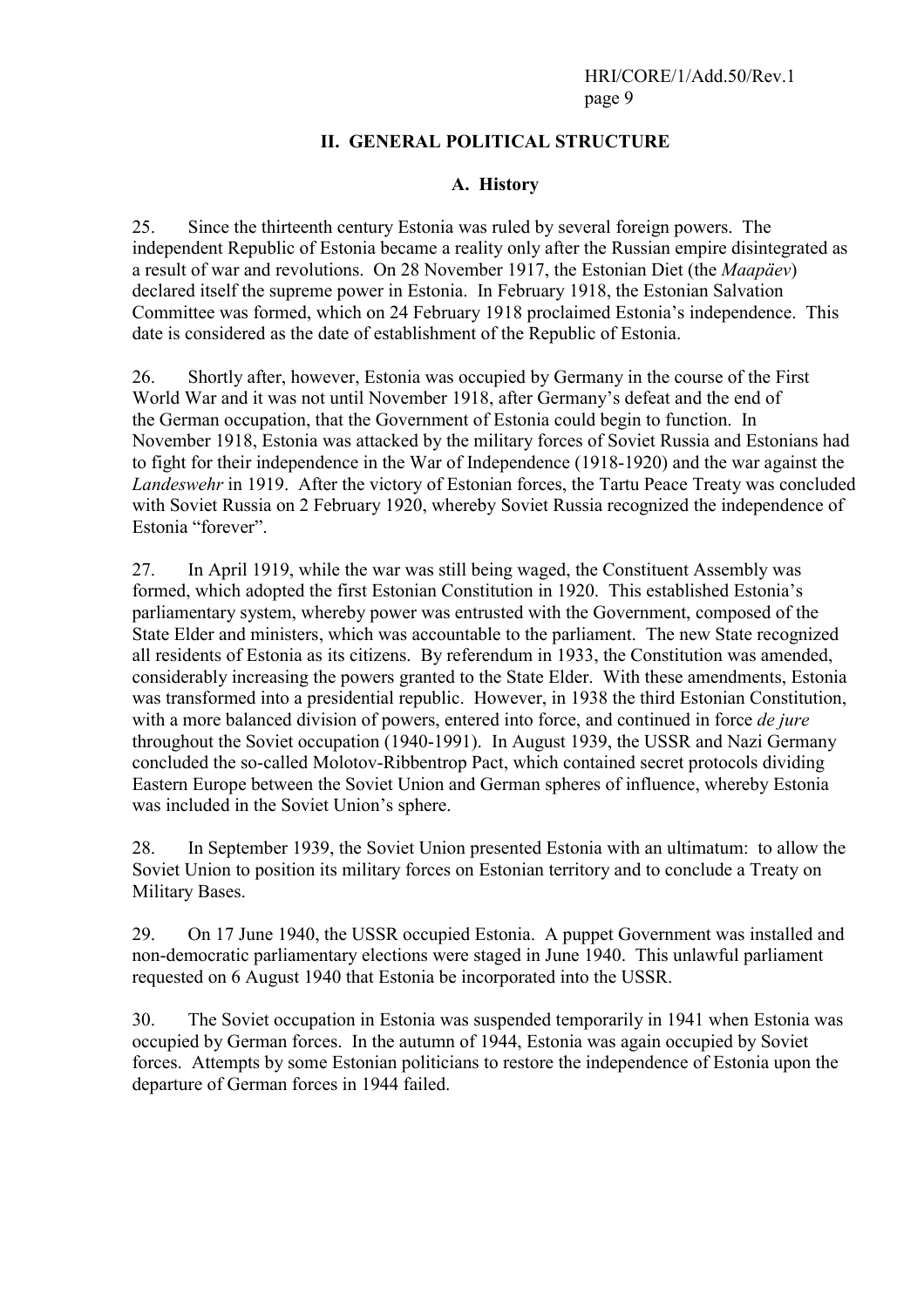## II. GENERAL POLITICAL STRUCTURE

### A. History

25. Since the thirteenth century Estonia was ruled by several foreign powers. The independent Republic of Estonia became a reality only after the Russian empire disintegrated as a result of war and revolutions. On 28 November 1917, the Estonian Diet (the *Maapäev*) declared itself the supreme power in Estonia. In February 1918, the Estonian Salvation Committee was formed, which on 24 February 1918 proclaimed Estonia's independence. This date is considered as the date of establishment of the Republic of Estonia.

26. Shortly after, however, Estonia was occupied by Germany in the course of the First World War and it was not until November 1918, after Germany's defeat and the end of the German occupation, that the Government of Estonia could begin to function. In November 1918, Estonia was attacked by the military forces of Soviet Russia and Estonians had to fight for their independence in the War of Independence (1918-1920) and the war against the *Landeswehr* in 1919. After the victory of Estonian forces, the Tartu Peace Treaty was concluded with Soviet Russia on 2 February 1920, whereby Soviet Russia recognized the independence of Estonia "forever".

27. In April 1919, while the war was still being waged, the Constituent Assembly was formed, which adopted the first Estonian Constitution in 1920. This established Estonia's parliamentary system, whereby power was entrusted with the Government, composed of the State Elder and ministers, which was accountable to the parliament. The new State recognized all residents of Estonia as its citizens. By referendum in 1933, the Constitution was amended, considerably increasing the powers granted to the State Elder. With these amendments, Estonia was transformed into a presidential republic. However, in 1938 the third Estonian Constitution, with a more balanced division of powers, entered into force, and continued in force *de jure* throughout the Soviet occupation (1940-1991). In August 1939, the USSR and Nazi Germany concluded the so-called Molotov-Ribbentrop Pact, which contained secret protocols dividing Eastern Europe between the Soviet Union and German spheres of influence, whereby Estonia was included in the Soviet Union's sphere.

28. In September 1939, the Soviet Union presented Estonia with an ultimatum: to allow the Soviet Union to position its military forces on Estonian territory and to conclude a Treaty on Military Bases.

29. On 17 June 1940, the USSR occupied Estonia. A puppet Government was installed and non-democratic parliamentary elections were staged in June 1940. This unlawful parliament requested on 6 August 1940 that Estonia be incorporated into the USSR.

30. The Soviet occupation in Estonia was suspended temporarily in 1941 when Estonia was occupied by German forces. In the autumn of 1944, Estonia was again occupied by Soviet forces. Attempts by some Estonian politicians to restore the independence of Estonia upon the departure of German forces in 1944 failed.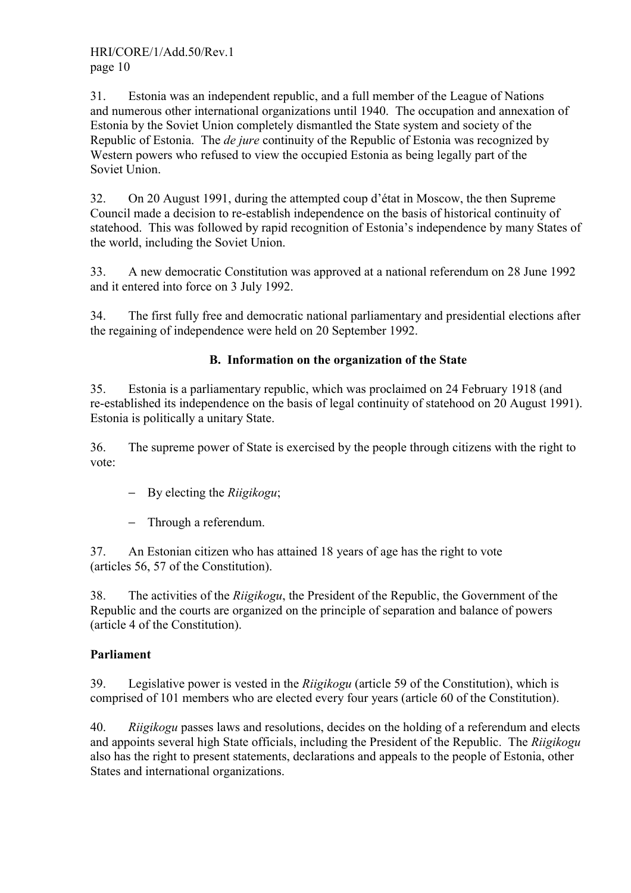31. Estonia was an independent republic, and a full member of the League of Nations and numerous other international organizations until 1940. The occupation and annexation of Estonia by the Soviet Union completely dismantled the State system and society of the Republic of Estonia. The *de jure* continuity of the Republic of Estonia was recognized by Western powers who refused to view the occupied Estonia as being legally part of the Soviet Union.

32. On 20 August 1991, during the attempted coup d'état in Moscow, the then Supreme Council made a decision to re-establish independence on the basis of historical continuity of statehood. This was followed by rapid recognition of Estonia's independence by many States of the world, including the Soviet Union.

33. A new democratic Constitution was approved at a national referendum on 28 June 1992 and it entered into force on 3 July 1992.

34. The first fully free and democratic national parliamentary and presidential elections after the regaining of independence were held on 20 September 1992.

## B. Information on the organization of the State

35. Estonia is a parliamentary republic, which was proclaimed on 24 February 1918 (and re-established its independence on the basis of legal continuity of statehood on 20 August 1991). Estonia is politically a unitary State.

36. The supreme power of State is exercised by the people through citizens with the right to vote:

- By electing the *Riigikogu*;
- Through a referendum.

37. An Estonian citizen who has attained 18 years of age has the right to vote (articles 56, 57 of the Constitution).

38. The activities of the *Riigikogu*, the President of the Republic, the Government of the Republic and the courts are organized on the principle of separation and balance of powers (article 4 of the Constitution).

### Parliament

39. Legislative power is vested in the *Riigikogu* (article 59 of the Constitution), which is comprised of 101 members who are elected every four years (article 60 of the Constitution).

40. *Riigikogu* passes laws and resolutions, decides on the holding of a referendum and elects and appoints several high State officials, including the President of the Republic. The *Riigikogu* also has the right to present statements, declarations and appeals to the people of Estonia, other States and international organizations.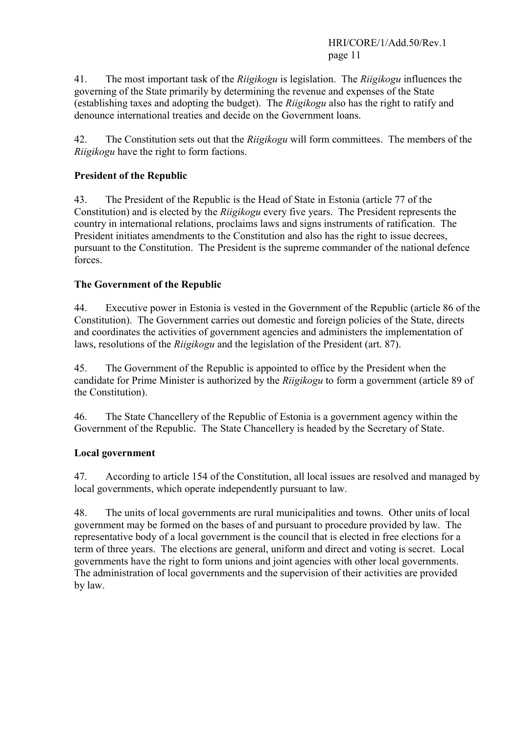41. The most important task of the *Riigikogu* is legislation. The *Riigikogu* influences the governing of the State primarily by determining the revenue and expenses of the State (establishing taxes and adopting the budget). The *Riigikogu* also has the right to ratify and denounce international treaties and decide on the Government loans.

42. The Constitution sets out that the *Riigikogu* will form committees. The members of the *Riigikogu* have the right to form factions.

**President of the Republic**

43. The President of the Republic is the Head of State in Estonia (article 77 of the Constitution) and is elected by the *Riigikogu* every five years. The President represents the country in international relations, proclaims laws and signs instruments of ratification. The President initiates amendments to the Constitution and also has the right to issue decrees, pursuant to the Constitution. The President is the supreme commander of the national defence forces.

**The Government of the Republic**

44. Executive power in Estonia is vested in the Government of the Republic (article 86 of the Constitution). The Government carries out domestic and foreign policies of the State, directs and coordinates the activities of government agencies and administers the implementation of laws, resolutions of the *Riigikogu* and the legislation of the President (art. 87).

45. The Government of the Republic is appointed to office by the President when the candidate for Prime Minister is authorized by the *Riigikogu* to form a government (article 89 of the Constitution).

46. The State Chancellery of the Republic of Estonia is a government agency within the Government of the Republic. The State Chancellery is headed by the Secretary of State.

**Local government**

47. According to article 154 of the Constitution, all local issues are resolved and managed by local governments, which operate independently pursuant to law.

48. The units of local governments are rural municipalities and towns. Other units of local government may be formed on the bases of and pursuant to procedure provided by law. The representative body of a local government is the council that is elected in free elections for a term of three years. The elections are general, uniform and direct and voting is secret. Local governments have the right to form unions and joint agencies with other local governments. The administration of local governments and the supervision of their activities are provided by law.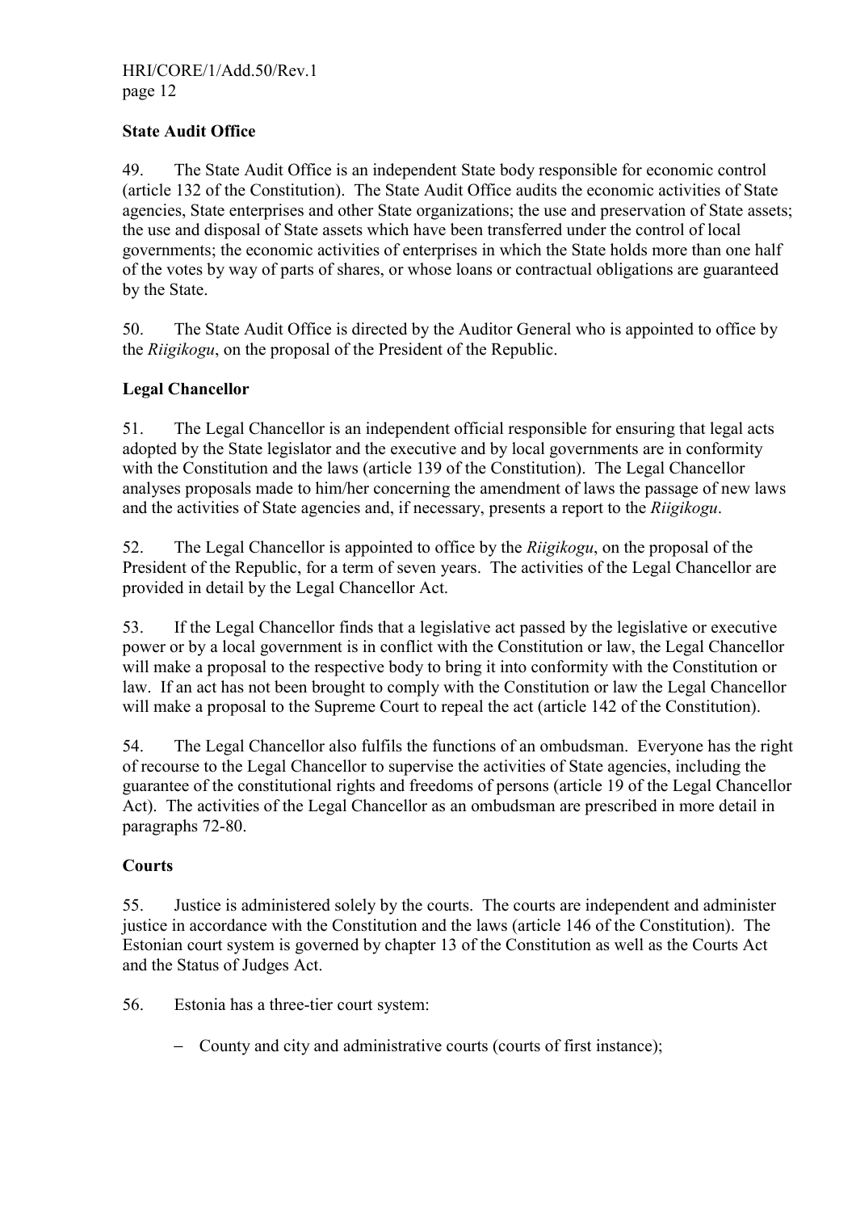**State Audit Office**

49. The State Audit Office is an independent State body responsible for economic control (article 132 of the Constitution). The State Audit Office audits the economic activities of State agencies, State enterprises and other State organizations; the use and preservation of State assets; the use and disposal of State assets which have been transferred under the control of local governments; the economic activities of enterprises in which the State holds more than one half of the votes by way of parts of shares, or whose loans or contractual obligations are guaranteed by the State.

50. The State Audit Office is directed by the Auditor General who is appointed to office by the *Riigikogu*, on the proposal of the President of the Republic.

**Legal Chancellor**

51. The Legal Chancellor is an independent official responsible for ensuring that legal acts adopted by the State legislator and the executive and by local governments are in conformity with the Constitution and the laws (article 139 of the Constitution). The Legal Chancellor analyses proposals made to him/her concerning the amendment of laws the passage of new laws and the activities of State agencies and, if necessary, presents a report to the *Riigikogu*.

52. The Legal Chancellor is appointed to office by the *Riigikogu*, on the proposal of the President of the Republic, for a term of seven years. The activities of the Legal Chancellor are provided in detail by the Legal Chancellor Act.

53. If the Legal Chancellor finds that a legislative act passed by the legislative or executive power or by a local government is in conflict with the Constitution or law, the Legal Chancellor will make a proposal to the respective body to bring it into conformity with the Constitution or law. If an act has not been brought to comply with the Constitution or law the Legal Chancellor will make a proposal to the Supreme Court to repeal the act (article 142 of the Constitution).

54. The Legal Chancellor also fulfils the functions of an ombudsman. Everyone has the right of recourse to the Legal Chancellor to supervise the activities of State agencies, including the guarantee of the constitutional rights and freedoms of persons (article 19 of the Legal Chancellor Act). The activities of the Legal Chancellor as an ombudsman are prescribed in more detail in paragraphs 72-80.

**Courts**

55. Justice is administered solely by the courts. The courts are independent and administer justice in accordance with the Constitution and the laws (article 146 of the Constitution). The Estonian court system is governed by chapter 13 of the Constitution as well as the Courts Act and the Status of Judges Act.

56. Estonia has a three-tier court system:

- County and city and administrative courts (courts of first instance);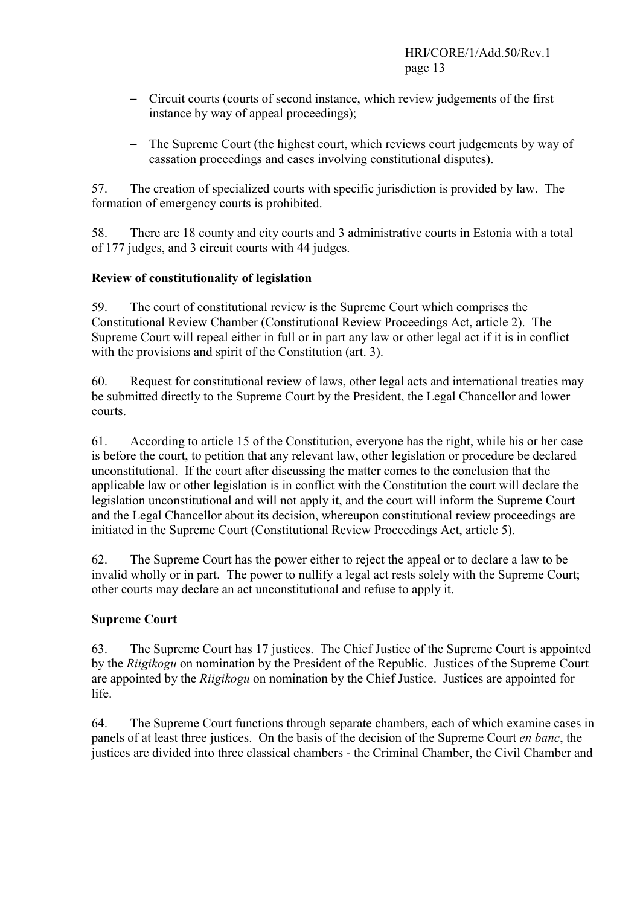- Circuit courts (courts of second instance, which review judgements of the first instance by way of appeal proceedings);

- The Supreme Court (the highest court, which reviews court judgements by way of cassation proceedings and cases involving constitutional disputes).

57. The creation of specialized courts with specific jurisdiction is provided by law. The formation of emergency courts is prohibited.

58. There are 18 county and city courts and 3 administrative courts in Estonia with a total of 177 judges, and 3 circuit courts with 44 judges.

**Review of constitutionality of legislation**

59. The court of constitutional review is the Supreme Court which comprises the Constitutional Review Chamber (Constitutional Review Proceedings Act, article 2). The Supreme Court will repeal either in full or in part any law or other legal act if it is in conflict with the provisions and spirit of the Constitution (art. 3).

60. Request for constitutional review of laws, other legal acts and international treaties may be submitted directly to the Supreme Court by the President, the Legal Chancellor and lower courts.

61. According to article 15 of the Constitution, everyone has the right, while his or her case is before the court, to petition that any relevant law, other legislation or procedure be declared unconstitutional. If the court after discussing the matter comes to the conclusion that the applicable law or other legislation is in conflict with the Constitution the court will declare the legislation unconstitutional and will not apply it, and the court will inform the Supreme Court and the Legal Chancellor about its decision, whereupon constitutional review proceedings are initiated in the Supreme Court (Constitutional Review Proceedings Act, article 5).

62. The Supreme Court has the power either to reject the appeal or to declare a law to be invalid wholly or in part. The power to nullify a legal act rests solely with the Supreme Court; other courts may declare an act unconstitutional and refuse to apply it.

**Supreme Court**

63. The Supreme Court has 17 justices. The Chief Justice of the Supreme Court is appointed by the *Riigikogu* on nomination by the President of the Republic. Justices of the Supreme Court are appointed by the *Riigikogu* on nomination by the Chief Justice. Justices are appointed for life.

64. The Supreme Court functions through separate chambers, each of which examine cases in panels of at least three justices. On the basis of the decision of the Supreme Court *en banc*, the justices are divided into three classical chambers - the Criminal Chamber, the Civil Chamber and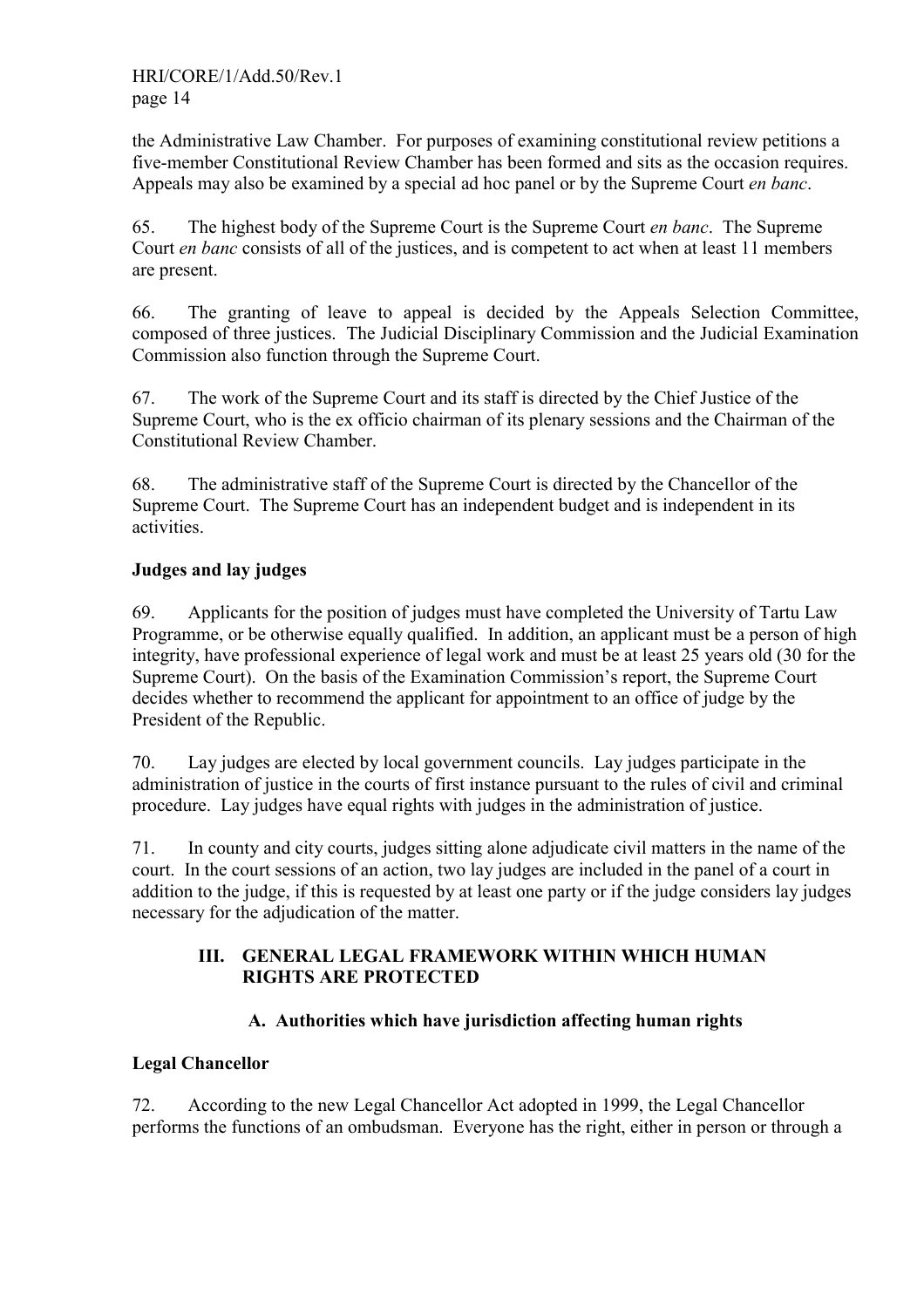the Administrative Law Chamber. For purposes of examining constitutional review petitions a five-member Constitutional Review Chamber has been formed and sits as the occasion requires. Appeals may also be examined by a special ad hoc panel or by the Supreme Court *en banc*.

65. The highest body of the Supreme Court is the Supreme Court *en banc*. The Supreme Court *en banc* consists of all of the justices, and is competent to act when at least 11 members are present.

66. The granting of leave to appeal is decided by the Appeals Selection Committee, composed of three justices. The Judicial Disciplinary Commission and the Judicial Examination Commission also function through the Supreme Court.

67. The work of the Supreme Court and its staff is directed by the Chief Justice of the Supreme Court, who is the ex officio chairman of its plenary sessions and the Chairman of the Constitutional Review Chamber.

68. The administrative staff of the Supreme Court is directed by the Chancellor of the Supreme Court. The Supreme Court has an independent budget and is independent in its activities.

**Judges and lay judges**

69. Applicants for the position of judges must have completed the University of Tartu Law Programme, or be otherwise equally qualified. In addition, an applicant must be a person of high integrity, have professional experience of legal work and must be at least 25 years old (30 for the Supreme Court). On the basis of the Examination Commission's report, the Supreme Court decides whether to recommend the applicant for appointment to an office of judge by the President of the Republic.

70. Lay judges are elected by local government councils. Lay judges participate in the administration of justice in the courts of first instance pursuant to the rules of civil and criminal procedure. Lay judges have equal rights with judges in the administration of justice.

71. In county and city courts, judges sitting alone adjudicate civil matters in the name of the court. In the court sessions of an action, two lay judges are included in the panel of a court in addition to the judge, if this is requested by at least one party or if the judge considers lay judges necessary for the adjudication of the matter.

## III. GENERAL LEGAL FRAMEWORK WITHIN WHICH HUMAN RIGHTS ARE PROTECTED

### A. Authorities which have jurisdiction affecting human rights

**Legal Chancellor**

72. According to the new Legal Chancellor Act adopted in 1999, the Legal Chancellor performs the functions of an ombudsman. Everyone has the right, either in person or through a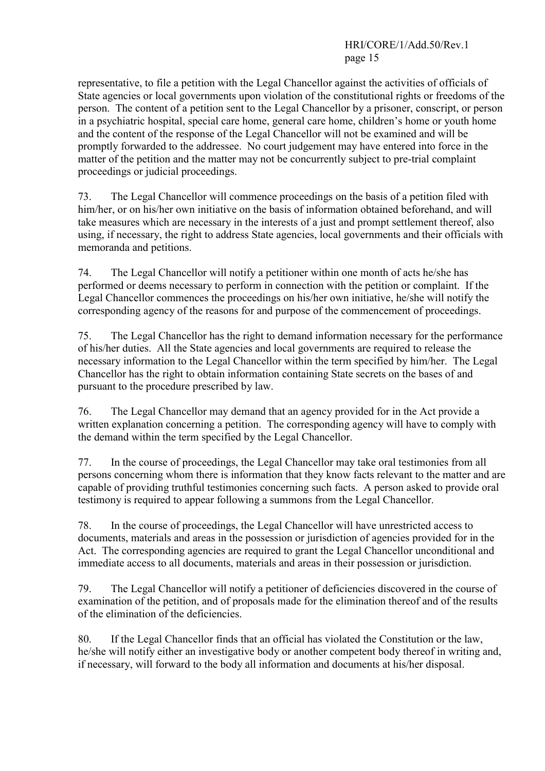representative, to file a petition with the Legal Chancellor against the activities of officials of State agencies or local governments upon violation of the constitutional rights or freedoms of the person. The content of a petition sent to the Legal Chancellor by a prisoner, conscript, or person in a psychiatric hospital, special care home, general care home, children's home or youth home and the content of the response of the Legal Chancellor will not be examined and will be promptly forwarded to the addressee. No court judgement may have entered into force in the matter of the petition and the matter may not be concurrently subject to pre-trial complaint proceedings or judicial proceedings.

73. The Legal Chancellor will commence proceedings on the basis of a petition filed with him/her, or on his/her own initiative on the basis of information obtained beforehand, and will take measures which are necessary in the interests of a just and prompt settlement thereof, also using, if necessary, the right to address State agencies, local governments and their officials with memoranda and petitions.

74. The Legal Chancellor will notify a petitioner within one month of acts he/she has performed or deems necessary to perform in connection with the petition or complaint. If the Legal Chancellor commences the proceedings on his/her own initiative, he/she will notify the corresponding agency of the reasons for and purpose of the commencement of proceedings.

75. The Legal Chancellor has the right to demand information necessary for the performance of his/her duties. All the State agencies and local governments are required to release the necessary information to the Legal Chancellor within the term specified by him/her. The Legal Chancellor has the right to obtain information containing State secrets on the bases of and pursuant to the procedure prescribed by law.

76. The Legal Chancellor may demand that an agency provided for in the Act provide a written explanation concerning a petition. The corresponding agency will have to comply with the demand within the term specified by the Legal Chancellor.

77. In the course of proceedings, the Legal Chancellor may take oral testimonies from all persons concerning whom there is information that they know facts relevant to the matter and are capable of providing truthful testimonies concerning such facts. A person asked to provide oral testimony is required to appear following a summons from the Legal Chancellor.

78. In the course of proceedings, the Legal Chancellor will have unrestricted access to documents, materials and areas in the possession or jurisdiction of agencies provided for in the Act. The corresponding agencies are required to grant the Legal Chancellor unconditional and immediate access to all documents, materials and areas in their possession or jurisdiction.

79. The Legal Chancellor will notify a petitioner of deficiencies discovered in the course of examination of the petition, and of proposals made for the elimination thereof and of the results of the elimination of the deficiencies.

80. If the Legal Chancellor finds that an official has violated the Constitution or the law, he/she will notify either an investigative body or another competent body thereof in writing and, if necessary, will forward to the body all information and documents at his/her disposal.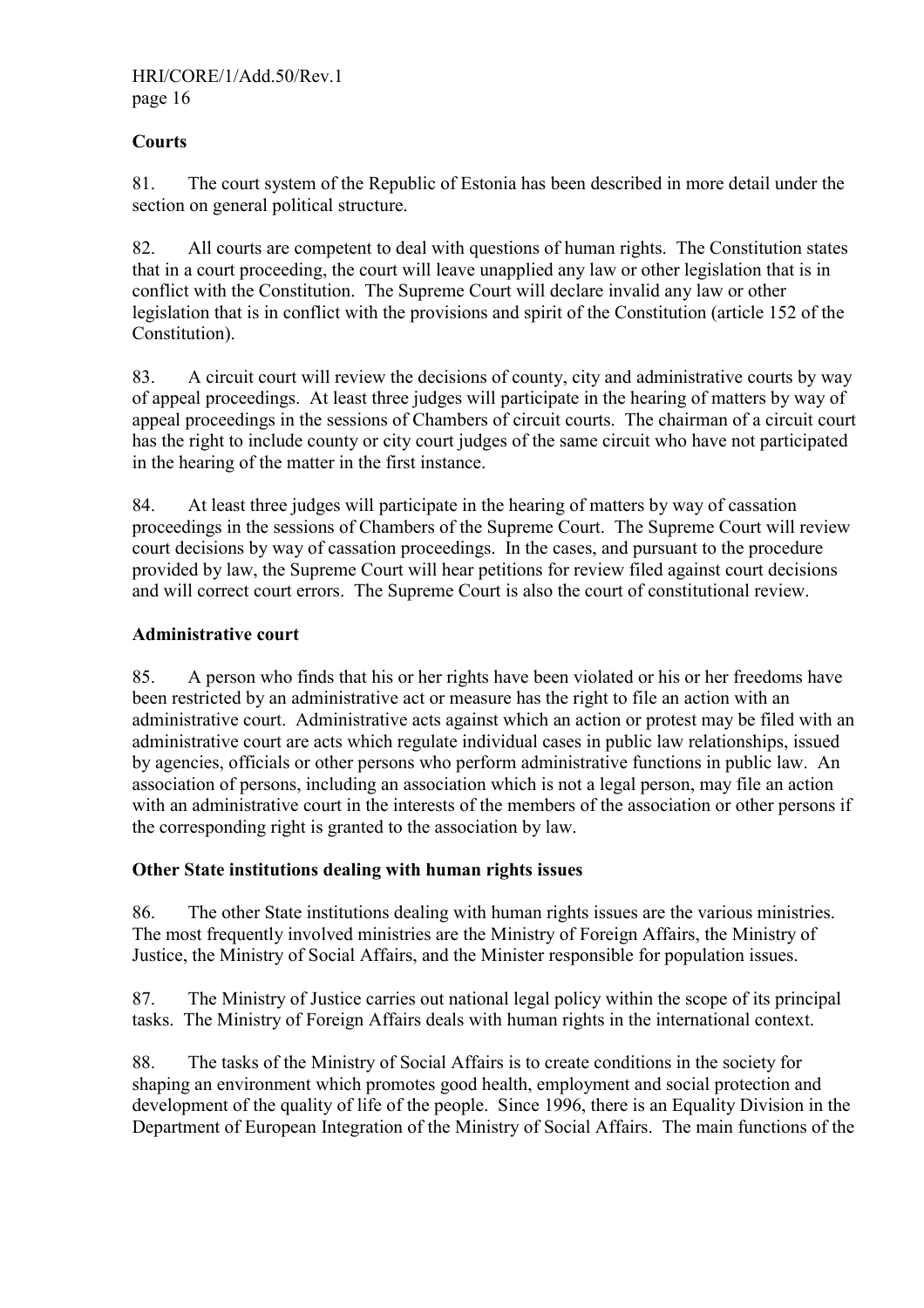**Courts**

81. The court system of the Republic of Estonia has been described in more detail under the section on general political structure.

82. All courts are competent to deal with questions of human rights. The Constitution states that in a court proceeding, the court will leave unapplied any law or other legislation that is in conflict with the Constitution. The Supreme Court will declare invalid any law or other legislation that is in conflict with the provisions and spirit of the Constitution (article 152 of the Constitution).

83. A circuit court will review the decisions of county, city and administrative courts by way of appeal proceedings. At least three judges will participate in the hearing of matters by way of appeal proceedings in the sessions of Chambers of circuit courts. The chairman of a circuit court has the right to include county or city court judges of the same circuit who have not participated in the hearing of the matter in the first instance.

84. At least three judges will participate in the hearing of matters by way of cassation proceedings in the sessions of Chambers of the Supreme Court. The Supreme Court will review court decisions by way of cassation proceedings. In the cases, and pursuant to the procedure provided by law, the Supreme Court will hear petitions for review filed against court decisions and will correct court errors. The Supreme Court is also the court of constitutional review.

**Administrative court**

85. A person who finds that his or her rights have been violated or his or her freedoms have been restricted by an administrative act or measure has the right to file an action with an administrative court. Administrative acts against which an action or protest may be filed with an administrative court are acts which regulate individual cases in public law relationships, issued by agencies, officials or other persons who perform administrative functions in public law. An association of persons, including an association which is not a legal person, may file an action with an administrative court in the interests of the members of the association or other persons if the corresponding right is granted to the association by law.

**Other State institutions dealing with human rights issues**

86. The other State institutions dealing with human rights issues are the various ministries. The most frequently involved ministries are the Ministry of Foreign Affairs, the Ministry of Justice, the Ministry of Social Affairs, and the Minister responsible for population issues.

87. The Ministry of Justice carries out national legal policy within the scope of its principal tasks. The Ministry of Foreign Affairs deals with human rights in the international context.

88. The tasks of the Ministry of Social Affairs is to create conditions in the society for shaping an environment which promotes good health, employment and social protection and development of the quality of life of the people. Since 1996, there is an Equality Division in the Department of European Integration of the Ministry of Social Affairs. The main functions of the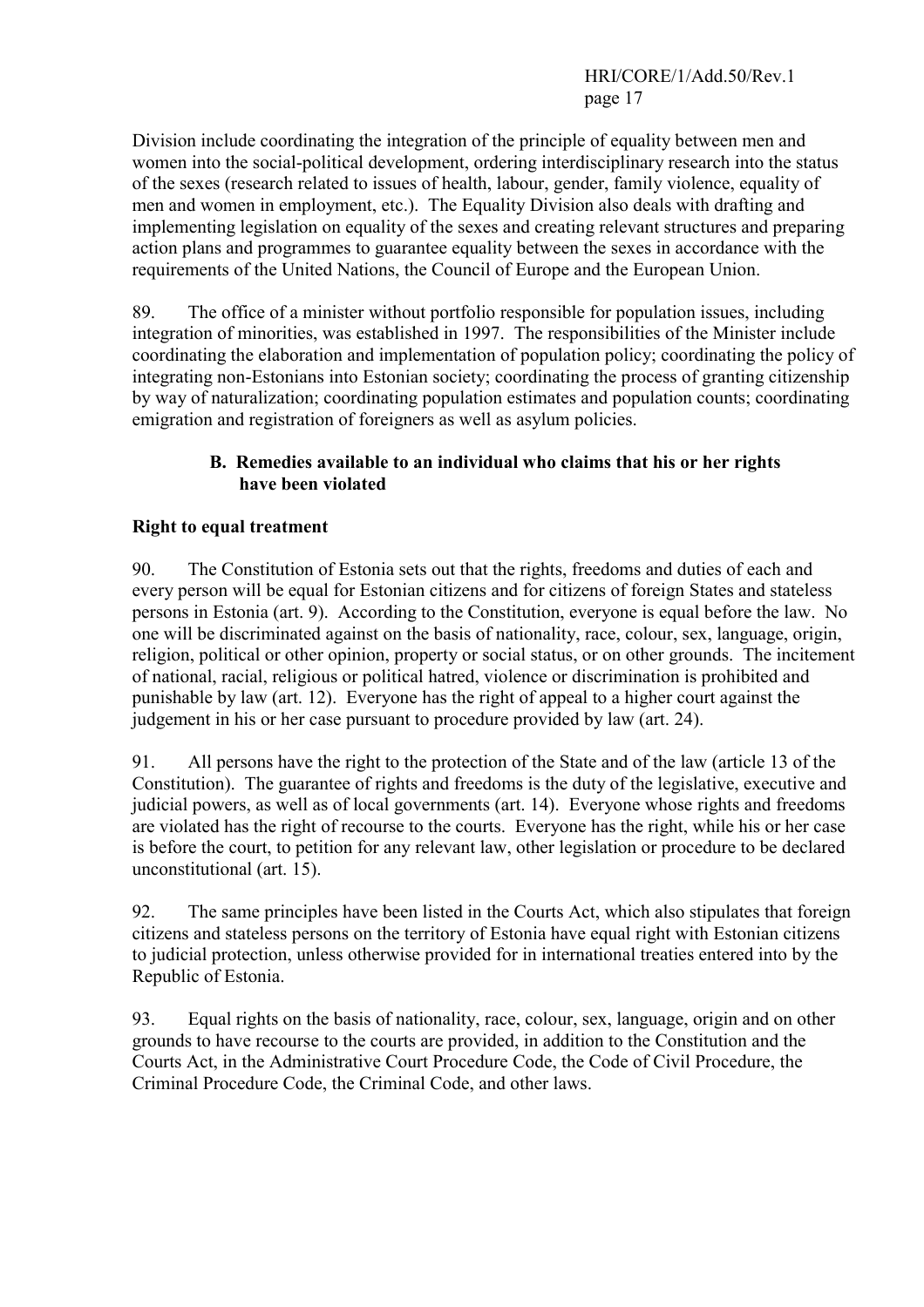Division include coordinating the integration of the principle of equality between men and women into the social-political development, ordering interdisciplinary research into the status of the sexes (research related to issues of health, labour, gender, family violence, equality of men and women in employment, etc.). The Equality Division also deals with drafting and implementing legislation on equality of the sexes and creating relevant structures and preparing action plans and programmes to guarantee equality between the sexes in accordance with the requirements of the United Nations, the Council of Europe and the European Union.

89. The office of a minister without portfolio responsible for population issues, including integration of minorities, was established in 1997. The responsibilities of the Minister include coordinating the elaboration and implementation of population policy; coordinating the policy of integrating non-Estonians into Estonian society; coordinating the process of granting citizenship by way of naturalization; coordinating population estimates and population counts; coordinating emigration and registration of foreigners as well as asylum policies.

### B. Remedies available to an individual who claims that his or her rights have been violated

**Right to equal treatment**

90. The Constitution of Estonia sets out that the rights, freedoms and duties of each and every person will be equal for Estonian citizens and for citizens of foreign States and stateless persons in Estonia (art. 9). According to the Constitution, everyone is equal before the law. No one will be discriminated against on the basis of nationality, race, colour, sex, language, origin, religion, political or other opinion, property or social status, or on other grounds. The incitement of national, racial, religious or political hatred, violence or discrimination is prohibited and punishable by law (art. 12). Everyone has the right of appeal to a higher court against the judgement in his or her case pursuant to procedure provided by law (art. 24).

91. All persons have the right to the protection of the State and of the law (article 13 of the Constitution). The guarantee of rights and freedoms is the duty of the legislative, executive and judicial powers, as well as of local governments (art. 14). Everyone whose rights and freedoms are violated has the right of recourse to the courts. Everyone has the right, while his or her case is before the court, to petition for any relevant law, other legislation or procedure to be declared unconstitutional (art. 15).

92. The same principles have been listed in the Courts Act, which also stipulates that foreign citizens and stateless persons on the territory of Estonia have equal right with Estonian citizens to judicial protection, unless otherwise provided for in international treaties entered into by the Republic of Estonia.

93. Equal rights on the basis of nationality, race, colour, sex, language, origin and on other grounds to have recourse to the courts are provided, in addition to the Constitution and the Courts Act, in the Administrative Court Procedure Code, the Code of Civil Procedure, the Criminal Procedure Code, the Criminal Code, and other laws.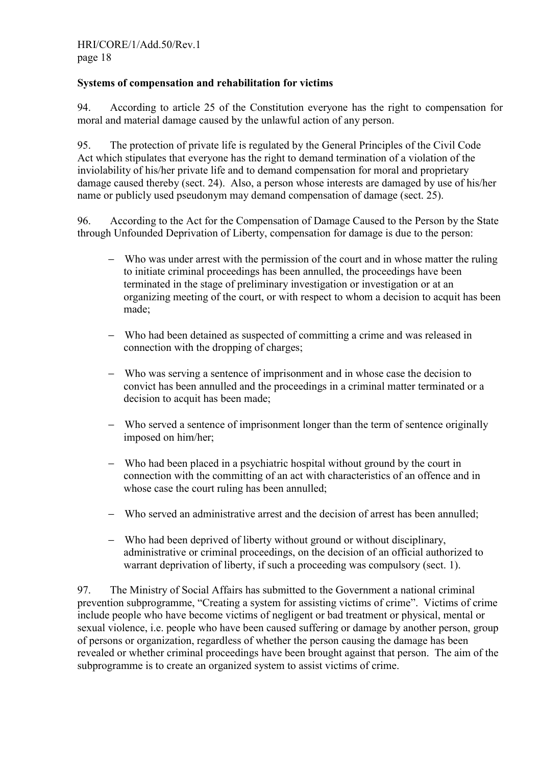**Systems of compensation and rehabilitation for victims**

94. According to article 25 of the Constitution everyone has the right to compensation for moral and material damage caused by the unlawful action of any person.

95. The protection of private life is regulated by the General Principles of the Civil Code Act which stipulates that everyone has the right to demand termination of a violation of the inviolability of his/her private life and to demand compensation for moral and proprietary damage caused thereby (sect. 24). Also, a person whose interests are damaged by use of his/her name or publicly used pseudonym may demand compensation of damage (sect. 25).

96. According to the Act for the Compensation of Damage Caused to the Person by the State through Unfounded Deprivation of Liberty, compensation for damage is due to the person:

- Who was under arrest with the permission of the court and in whose matter the ruling to initiate criminal proceedings has been annulled, the proceedings have been terminated in the stage of preliminary investigation or investigation or at an organizing meeting of the court, or with respect to whom a decision to acquit has been made;
- Who had been detained as suspected of committing a crime and was released in connection with the dropping of charges;
- Who was serving a sentence of imprisonment and in whose case the decision to convict has been annulled and the proceedings in a criminal matter terminated or a decision to acquit has been made;
- Who served a sentence of imprisonment longer than the term of sentence originally imposed on him/her;
- Who had been placed in a psychiatric hospital without ground by the court in connection with the committing of an act with characteristics of an offence and in whose case the court ruling has been annulled;
- Who served an administrative arrest and the decision of arrest has been annulled;
- Who had been deprived of liberty without ground or without disciplinary, administrative or criminal proceedings, on the decision of an official authorized to warrant deprivation of liberty, if such a proceeding was compulsory (sect. 1).

97. The Ministry of Social Affairs has submitted to the Government a national criminal prevention subprogramme, "Creating a system for assisting victims of crime". Victims of crime include people who have become victims of negligent or bad treatment or physical, mental or sexual violence, i.e. people who have been caused suffering or damage by another person, group of persons or organization, regardless of whether the person causing the damage has been revealed or whether criminal proceedings have been brought against that person. The aim of the subprogramme is to create an organized system to assist victims of crime.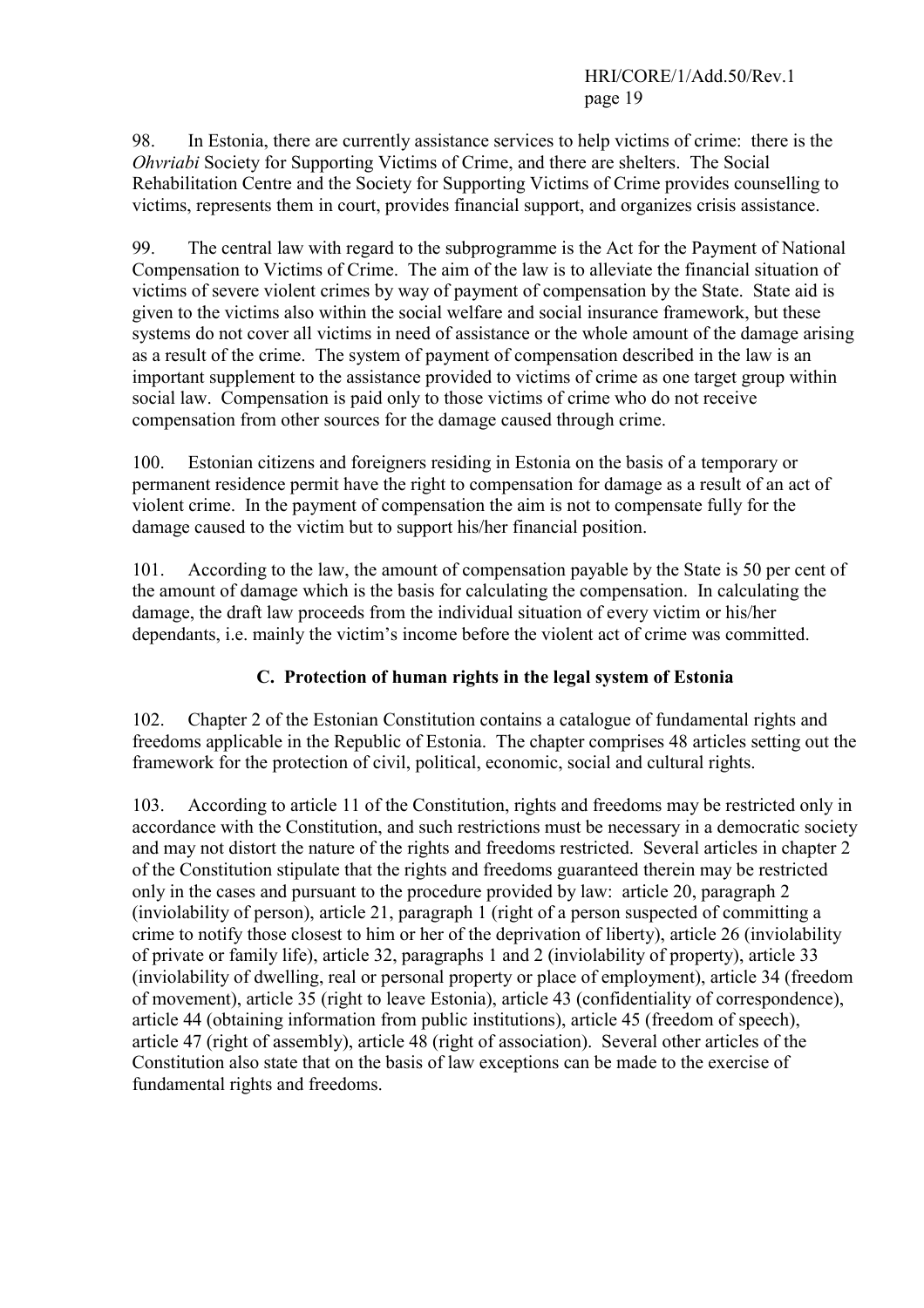98. In Estonia, there are currently assistance services to help victims of crime: there is the *Ohvriabi* Society for Supporting Victims of Crime, and there are shelters. The Social Rehabilitation Centre and the Society for Supporting Victims of Crime provides counselling to victims, represents them in court, provides financial support, and organizes crisis assistance.

99. The central law with regard to the subprogramme is the Act for the Payment of National Compensation to Victims of Crime. The aim of the law is to alleviate the financial situation of victims of severe violent crimes by way of payment of compensation by the State. State aid is given to the victims also within the social welfare and social insurance framework, but these systems do not cover all victims in need of assistance or the whole amount of the damage arising as a result of the crime. The system of payment of compensation described in the law is an important supplement to the assistance provided to victims of crime as one target group within social law. Compensation is paid only to those victims of crime who do not receive compensation from other sources for the damage caused through crime.

100. Estonian citizens and foreigners residing in Estonia on the basis of a temporary or permanent residence permit have the right to compensation for damage as a result of an act of violent crime. In the payment of compensation the aim is not to compensate fully for the damage caused to the victim but to support his/her financial position.

101. According to the law, the amount of compensation payable by the State is 50 per cent of the amount of damage which is the basis for calculating the compensation. In calculating the damage, the draft law proceeds from the individual situation of every victim or his/her dependants, i.e. mainly the victim's income before the violent act of crime was committed.

## C. Protection of human rights in the legal system of Estonia

102. Chapter 2 of the Estonian Constitution contains a catalogue of fundamental rights and freedoms applicable in the Republic of Estonia. The chapter comprises 48 articles setting out the framework for the protection of civil, political, economic, social and cultural rights.

103. According to article 11 of the Constitution, rights and freedoms may be restricted only in accordance with the Constitution, and such restrictions must be necessary in a democratic society and may not distort the nature of the rights and freedoms restricted. Several articles in chapter 2 of the Constitution stipulate that the rights and freedoms guaranteed therein may be restricted only in the cases and pursuant to the procedure provided by law: article 20, paragraph 2 (inviolability of person), article 21, paragraph 1 (right of a person suspected of committing a crime to notify those closest to him or her of the deprivation of liberty), article 26 (inviolability of private or family life), article 32, paragraphs 1 and 2 (inviolability of property), article 33 (inviolability of dwelling, real or personal property or place of employment), article 34 (freedom of movement), article 35 (right to leave Estonia), article 43 (confidentiality of correspondence), article 44 (obtaining information from public institutions), article 45 (freedom of speech), article 47 (right of assembly), article 48 (right of association). Several other articles of the Constitution also state that on the basis of law exceptions can be made to the exercise of fundamental rights and freedoms.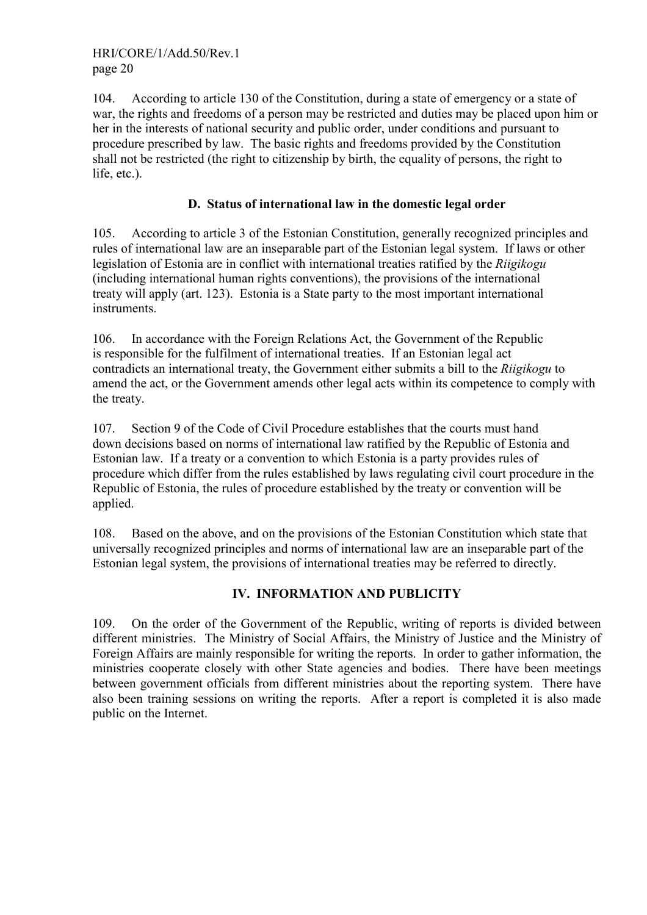104. According to article 130 of the Constitution, during a state of emergency or a state of war, the rights and freedoms of a person may be restricted and duties may be placed upon him or her in the interests of national security and public order, under conditions and pursuant to procedure prescribed by law. The basic rights and freedoms provided by the Constitution shall not be restricted (the right to citizenship by birth, the equality of persons, the right to life, etc.).

### D. Status of international law in the domestic legal order

105. According to article 3 of the Estonian Constitution, generally recognized principles and rules of international law are an inseparable part of the Estonian legal system. If laws or other legislation of Estonia are in conflict with international treaties ratified by the *Riigikogu* (including international human rights conventions), the provisions of the international treaty will apply (art. 123). Estonia is a State party to the most important international instruments.

106. In accordance with the Foreign Relations Act, the Government of the Republic is responsible for the fulfilment of international treaties. If an Estonian legal act contradicts an international treaty, the Government either submits a bill to the *Riigikogu* to amend the act, or the Government amends other legal acts within its competence to comply with the treaty.

107. Section 9 of the Code of Civil Procedure establishes that the courts must hand down decisions based on norms of international law ratified by the Republic of Estonia and Estonian law. If a treaty or a convention to which Estonia is a party provides rules of procedure which differ from the rules established by laws regulating civil court procedure in the Republic of Estonia, the rules of procedure established by the treaty or convention will be applied.

108. Based on the above, and on the provisions of the Estonian Constitution which state that universally recognized principles and norms of international law are an inseparable part of the Estonian legal system, the provisions of international treaties may be referred to directly.

## IV. INFORMATION AND PUBLICITY

109. On the order of the Government of the Republic, writing of reports is divided between different ministries. The Ministry of Social Affairs, the Ministry of Justice and the Ministry of Foreign Affairs are mainly responsible for writing the reports. In order to gather information, the ministries cooperate closely with other State agencies and bodies. There have been meetings between government officials from different ministries about the reporting system. There have also been training sessions on writing the reports. After a report is completed it is also made public on the Internet.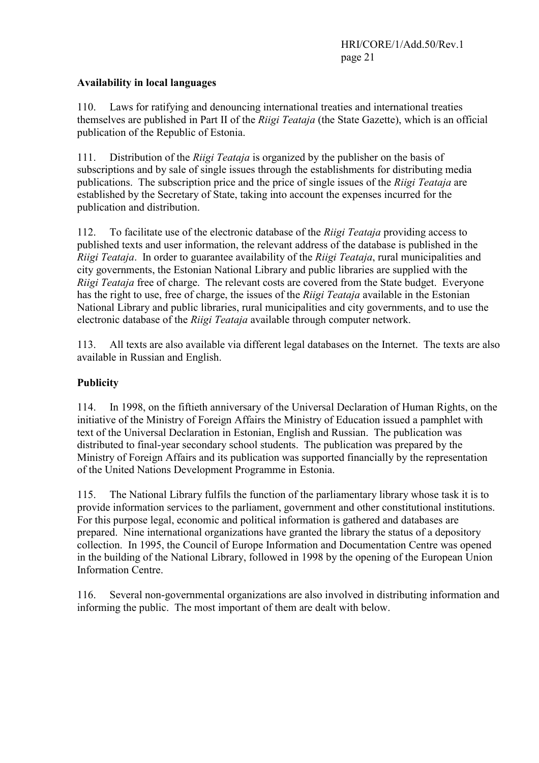**Availability in local languages**

110. Laws for ratifying and denouncing international treaties and international treaties themselves are published in Part II of the *Riigi Teataja* (the State Gazette), which is an official publication of the Republic of Estonia.

111. Distribution of the *Riigi Teataja* is organized by the publisher on the basis of subscriptions and by sale of single issues through the establishments for distributing media publications. The subscription price and the price of single issues of the *Riigi Teataja* are established by the Secretary of State, taking into account the expenses incurred for the publication and distribution.

112. To facilitate use of the electronic database of the *Riigi Teataja* providing access to published texts and user information, the relevant address of the database is published in the *Riigi Teataja*. In order to guarantee availability of the *Riigi Teataja*, rural municipalities and city governments, the Estonian National Library and public libraries are supplied with the *Riigi Teataja* free of charge. The relevant costs are covered from the State budget. Everyone has the right to use, free of charge, the issues of the *Riigi Teataja* available in the Estonian National Library and public libraries, rural municipalities and city governments, and to use the electronic database of the *Riigi Teataja* available through computer network.

113. All texts are also available via different legal databases on the Internet. The texts are also available in Russian and English.

**Publicity**

114. In 1998, on the fiftieth anniversary of the Universal Declaration of Human Rights, on the initiative of the Ministry of Foreign Affairs the Ministry of Education issued a pamphlet with text of the Universal Declaration in Estonian, English and Russian. The publication was distributed to final-year secondary school students. The publication was prepared by the Ministry of Foreign Affairs and its publication was supported financially by the representation of the United Nations Development Programme in Estonia.

115. The National Library fulfils the function of the parliamentary library whose task it is to provide information services to the parliament, government and other constitutional institutions. For this purpose legal, economic and political information is gathered and databases are prepared. Nine international organizations have granted the library the status of a depository collection. In 1995, the Council of Europe Information and Documentation Centre was opened in the building of the National Library, followed in 1998 by the opening of the European Union Information Centre.

116. Several non-governmental organizations are also involved in distributing information and informing the public. The most important of them are dealt with below.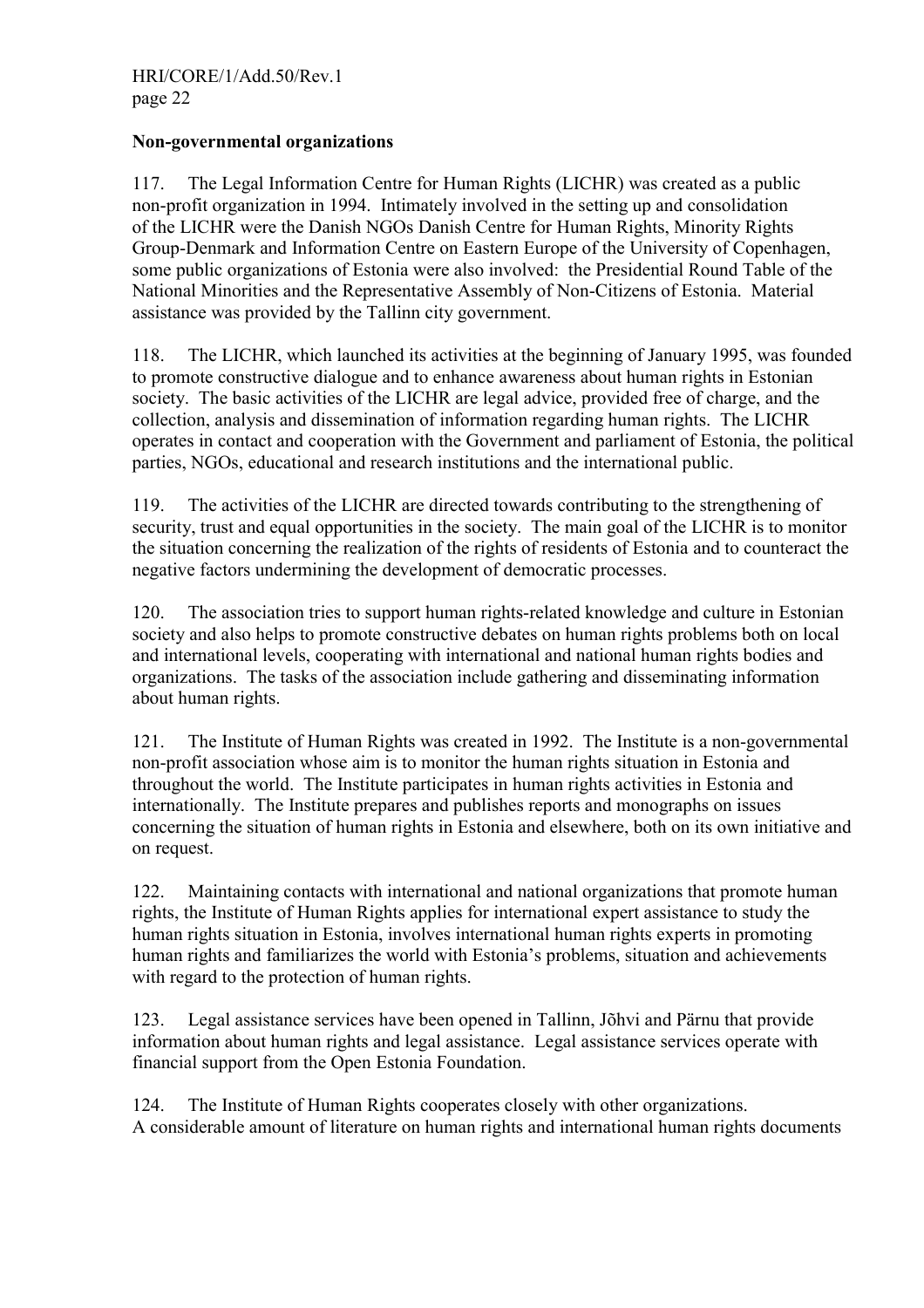**Non-governmental organizations**

117. The Legal Information Centre for Human Rights (LICHR) was created as a public non-profit organization in 1994. Intimately involved in the setting up and consolidation of the LICHR were the Danish NGOs Danish Centre for Human Rights, Minority Rights Group-Denmark and Information Centre on Eastern Europe of the University of Copenhagen, some public organizations of Estonia were also involved: the Presidential Round Table of the National Minorities and the Representative Assembly of Non-Citizens of Estonia. Material assistance was provided by the Tallinn city government.

118. The LICHR, which launched its activities at the beginning of January 1995, was founded to promote constructive dialogue and to enhance awareness about human rights in Estonian society. The basic activities of the LICHR are legal advice, provided free of charge, and the collection, analysis and dissemination of information regarding human rights. The LICHR operates in contact and cooperation with the Government and parliament of Estonia, the political parties, NGOs, educational and research institutions and the international public.

119. The activities of the LICHR are directed towards contributing to the strengthening of security, trust and equal opportunities in the society. The main goal of the LICHR is to monitor the situation concerning the realization of the rights of residents of Estonia and to counteract the negative factors undermining the development of democratic processes.

120. The association tries to support human rights-related knowledge and culture in Estonian society and also helps to promote constructive debates on human rights problems both on local and international levels, cooperating with international and national human rights bodies and organizations. The tasks of the association include gathering and disseminating information about human rights.

121. The Institute of Human Rights was created in 1992. The Institute is a non-governmental non-profit association whose aim is to monitor the human rights situation in Estonia and throughout the world. The Institute participates in human rights activities in Estonia and internationally. The Institute prepares and publishes reports and monographs on issues concerning the situation of human rights in Estonia and elsewhere, both on its own initiative and on request.

122. Maintaining contacts with international and national organizations that promote human rights, the Institute of Human Rights applies for international expert assistance to study the human rights situation in Estonia, involves international human rights experts in promoting human rights and familiarizes the world with Estonia's problems, situation and achievements with regard to the protection of human rights.

123. Legal assistance services have been opened in Tallinn, Jõhvi and Pärnu that provide information about human rights and legal assistance. Legal assistance services operate with financial support from the Open Estonia Foundation.

124. The Institute of Human Rights cooperates closely with other organizations. A considerable amount of literature on human rights and international human rights documents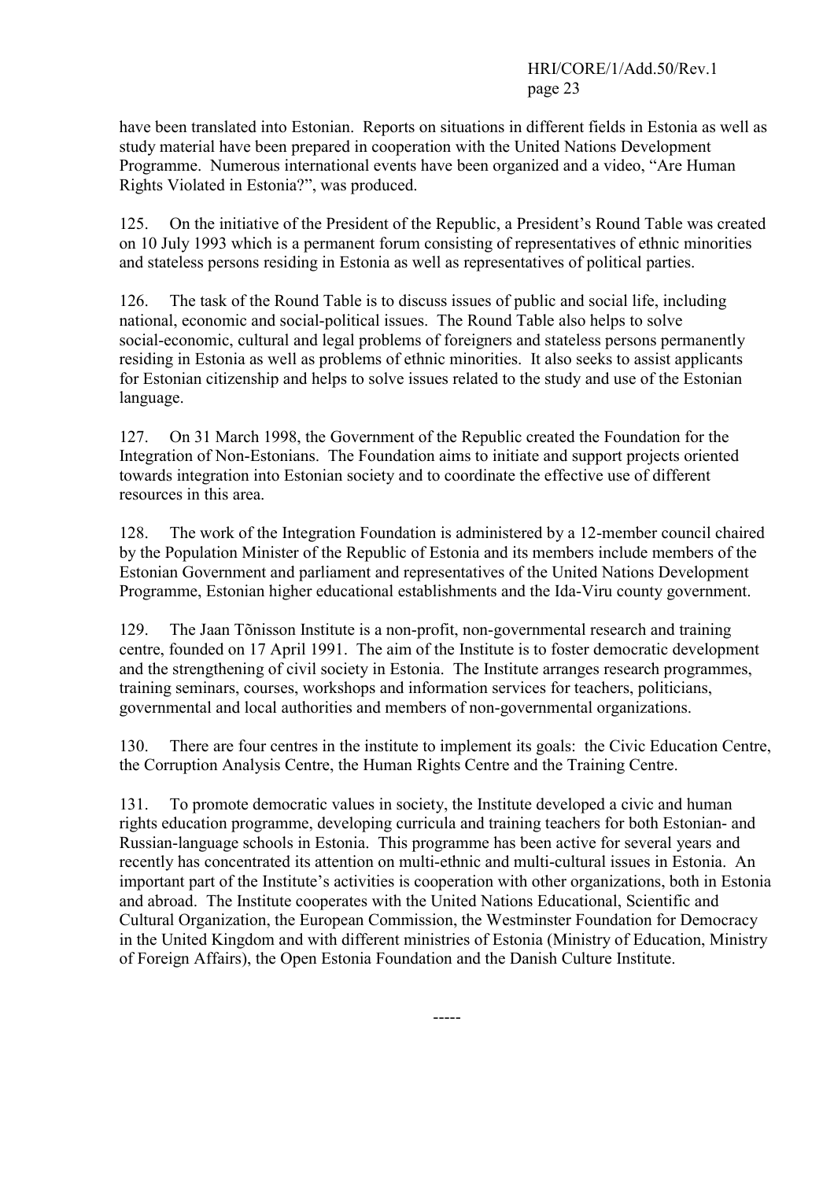have been translated into Estonian. Reports on situations in different fields in Estonia as well as study material have been prepared in cooperation with the United Nations Development Programme. Numerous international events have been organized and a video, "Are Human Rights Violated in Estonia?", was produced.

125. On the initiative of the President of the Republic, a President's Round Table was created on 10 July 1993 which is a permanent forum consisting of representatives of ethnic minorities and stateless persons residing in Estonia as well as representatives of political parties.

126. The task of the Round Table is to discuss issues of public and social life, including national, economic and social-political issues. The Round Table also helps to solve social-economic, cultural and legal problems of foreigners and stateless persons permanently residing in Estonia as well as problems of ethnic minorities. It also seeks to assist applicants for Estonian citizenship and helps to solve issues related to the study and use of the Estonian language.

127. On 31 March 1998, the Government of the Republic created the Foundation for the Integration of Non-Estonians. The Foundation aims to initiate and support projects oriented towards integration into Estonian society and to coordinate the effective use of different resources in this area.

128. The work of the Integration Foundation is administered by a 12-member council chaired by the Population Minister of the Republic of Estonia and its members include members of the Estonian Government and parliament and representatives of the United Nations Development Programme, Estonian higher educational establishments and the Ida-Viru county government.

129. The Jaan Tõnisson Institute is a non-profit, non-governmental research and training centre, founded on 17 April 1991. The aim of the Institute is to foster democratic development and the strengthening of civil society in Estonia. The Institute arranges research programmes, training seminars, courses, workshops and information services for teachers, politicians, governmental and local authorities and members of non-governmental organizations.

130. There are four centres in the institute to implement its goals: the Civic Education Centre, the Corruption Analysis Centre, the Human Rights Centre and the Training Centre.

131. To promote democratic values in society, the Institute developed a civic and human rights education programme, developing curricula and training teachers for both Estonian- and Russian-language schools in Estonia. This programme has been active for several years and recently has concentrated its attention on multi-ethnic and multi-cultural issues in Estonia. An important part of the Institute's activities is cooperation with other organizations, both in Estonia and abroad. The Institute cooperates with the United Nations Educational, Scientific and Cultural Organization, the European Commission, the Westminster Foundation for Democracy in the United Kingdom and with different ministries of Estonia (Ministry of Education, Ministry of Foreign Affairs), the Open Estonia Foundation and the Danish Culture Institute.

-----